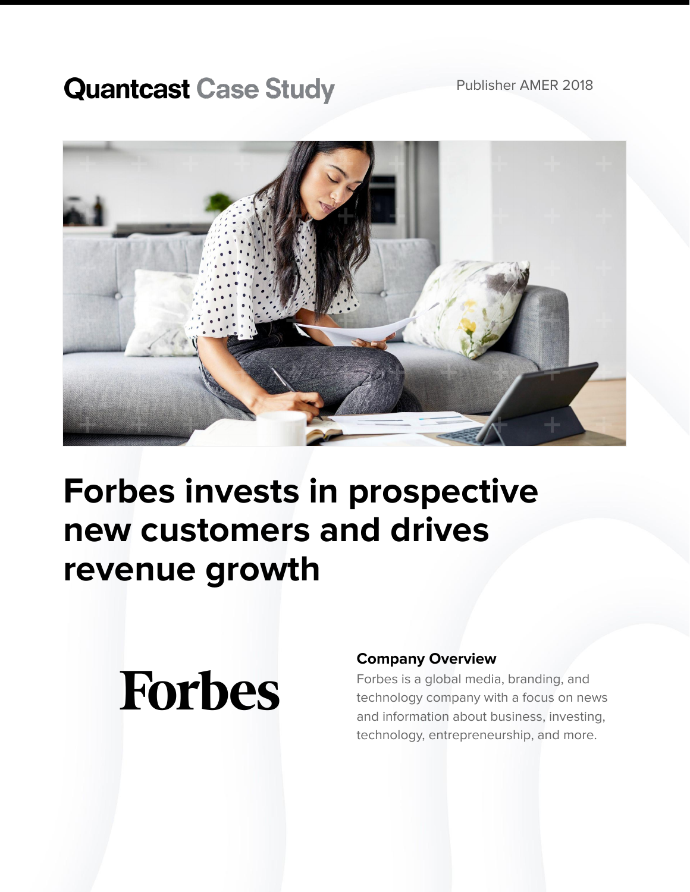Quantcast Case Study

Publisher AMER 2018

# Forbes invests in prospective new customers and drives revenue growth

Forbes

### Company Overview

Forbes is a global media, branding, and technology company with a focus on news and information about business, investing, technology, entrepreneurship, and more.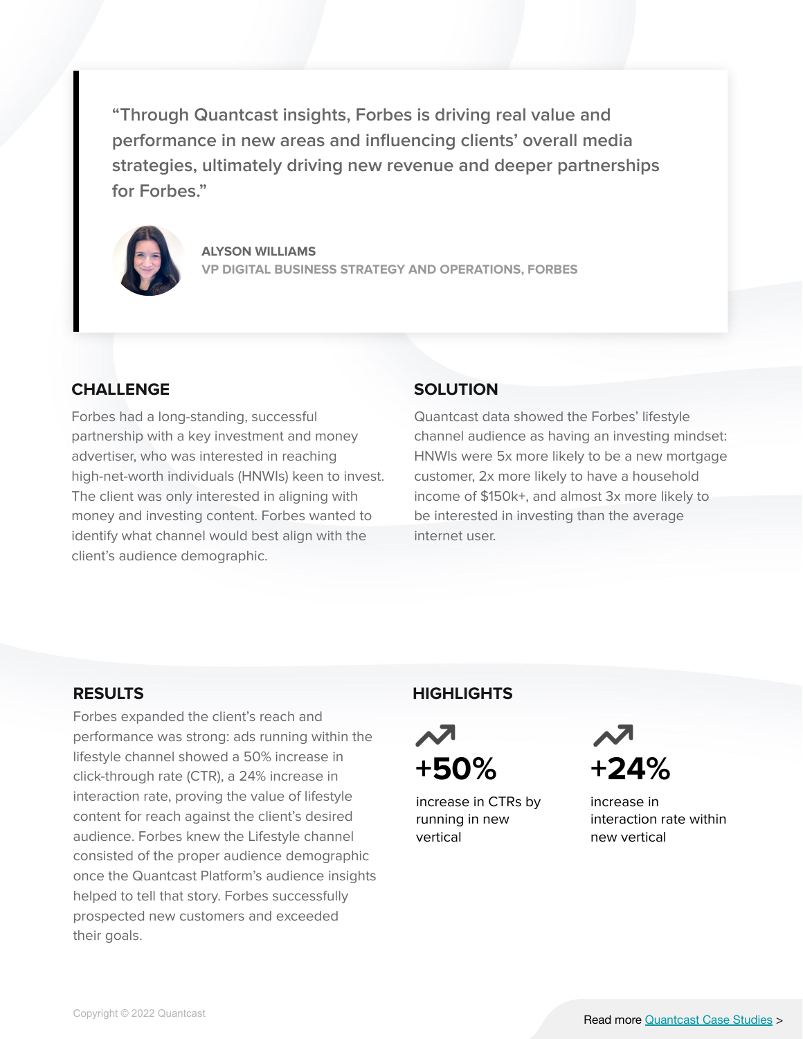> "Through Quantcast insights, Forbes is driving real value and performance in new areas and influencing clients' overall media strategies, ultimately driving new revenue and deeper partnerships for Forbes."
>
> **ALYSON WILLIAMS**
> **VP DIGITAL BUSINESS STRATEGY AND OPERATIONS, FORBES**

## CHALLENGE

Forbes had a long-standing, successful partnership with a key investment and money advertiser, who was interested in reaching high-net-worth individuals (HNWIs) keen to invest. The client was only interested in aligning with money and investing content. Forbes wanted to identify what channel would best align with the client's audience demographic.

## SOLUTION

Quantcast data showed the Forbes' lifestyle channel audience as having an investing mindset: HNWIs were 5x more likely to be a new mortgage customer, 2x more likely to have a household income of $150k+, and almost 3x more likely to be interested in investing than the average internet user.

## RESULTS

Forbes expanded the client's reach and performance was strong: ads running within the lifestyle channel showed a 50% increase in click-through rate (CTR), a 24% increase in interaction rate, proving the value of lifestyle content for reach against the client's desired audience. Forbes knew the Lifestyle channel consisted of the proper audience demographic once the Quantcast Platform's audience insights helped to tell that story. Forbes successfully prospected new customers and exceeded their goals.

## HIGHLIGHTS

**+50%**

increase in CTRs by running in new vertical

**+24%**

increase in interaction rate within new vertical

Copyright © 2022 Quantcast

Read more [Quantcast Case Studies](#) >